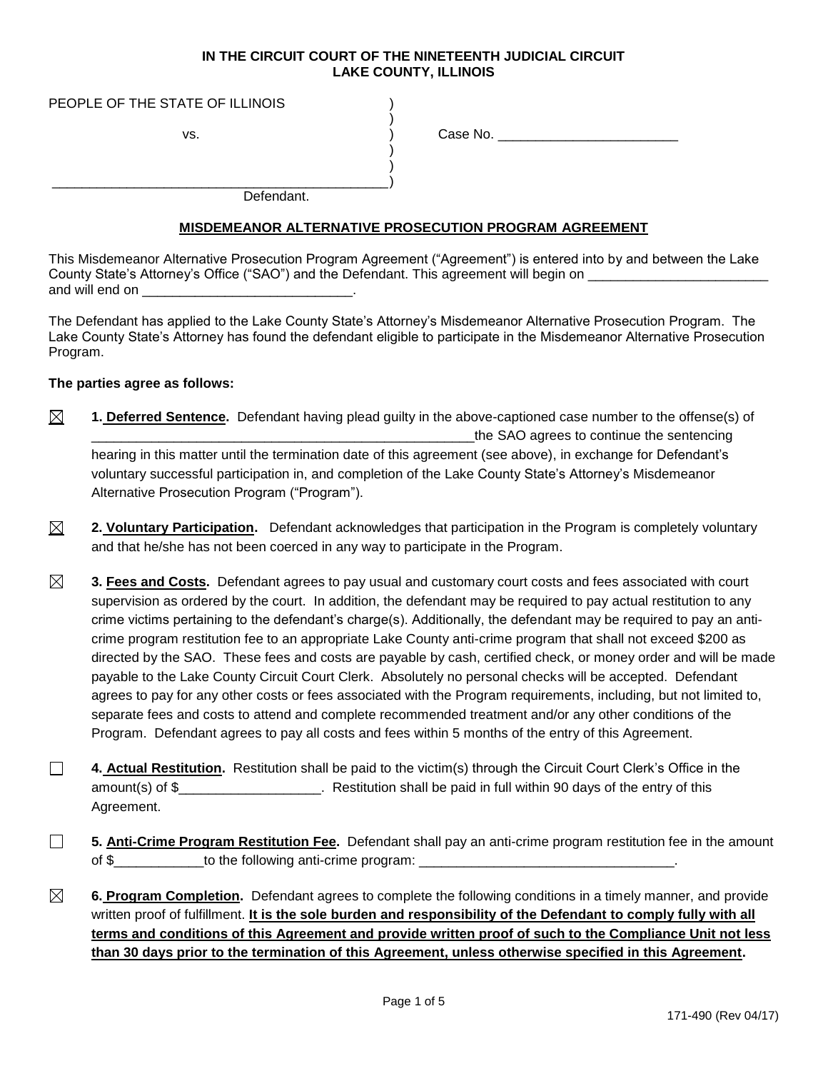**IN THE CIRCUIT COURT OF THE NINETEENTH JUDICIAL CIRCUIT**
**LAKE COUNTY, ILLINOIS**

PEOPLE OF THE STATE OF ILLINOIS )
)
vs. ) Case No. ________________________
)
)
____________________________________________)
Defendant.

## MISDEMEANOR ALTERNATIVE PROSECUTION PROGRAM AGREEMENT

This Misdemeanor Alternative Prosecution Program Agreement ("Agreement") is entered into by and between the Lake County State's Attorney's Office ("SAO") and the Defendant. This agreement will begin on ________________________ and will end on ____________________________.

The Defendant has applied to the Lake County State's Attorney's Misdemeanor Alternative Prosecution Program. The Lake County State's Attorney has found the defendant eligible to participate in the Misdemeanor Alternative Prosecution Program.

**The parties agree as follows:**

☒ **1. Deferred Sentence.** Defendant having plead guilty in the above-captioned case number to the offense(s) of ____________________________________________________the SAO agrees to continue the sentencing hearing in this matter until the termination date of this agreement (see above), in exchange for Defendant's voluntary successful participation in, and completion of the Lake County State's Attorney's Misdemeanor Alternative Prosecution Program ("Program").

☒ **2. Voluntary Participation.** Defendant acknowledges that participation in the Program is completely voluntary and that he/she has not been coerced in any way to participate in the Program.

☒ **3. Fees and Costs.** Defendant agrees to pay usual and customary court costs and fees associated with court supervision as ordered by the court. In addition, the defendant may be required to pay actual restitution to any crime victims pertaining to the defendant's charge(s). Additionally, the defendant may be required to pay an anti-crime program restitution fee to an appropriate Lake County anti-crime program that shall not exceed $200 as directed by the SAO. These fees and costs are payable by cash, certified check, or money order and will be made payable to the Lake County Circuit Court Clerk. Absolutely no personal checks will be accepted. Defendant agrees to pay for any other costs or fees associated with the Program requirements, including, but not limited to, separate fees and costs to attend and complete recommended treatment and/or any other conditions of the Program. Defendant agrees to pay all costs and fees within 5 months of the entry of this Agreement.

☐ **4. Actual Restitution.** Restitution shall be paid to the victim(s) through the Circuit Court Clerk's Office in the amount(s) of $___________________. Restitution shall be paid in full within 90 days of the entry of this Agreement.

☐ **5. Anti-Crime Program Restitution Fee.** Defendant shall pay an anti-crime program restitution fee in the amount of $____________to the following anti-crime program: __________________________________.

☒ **6. Program Completion.** Defendant agrees to complete the following conditions in a timely manner, and provide written proof of fulfillment. **It is the sole burden and responsibility of the Defendant to comply fully with all terms and conditions of this Agreement and provide written proof of such to the Compliance Unit not less than 30 days prior to the termination of this Agreement, unless otherwise specified in this Agreement.**

171-490 (Rev 04/17)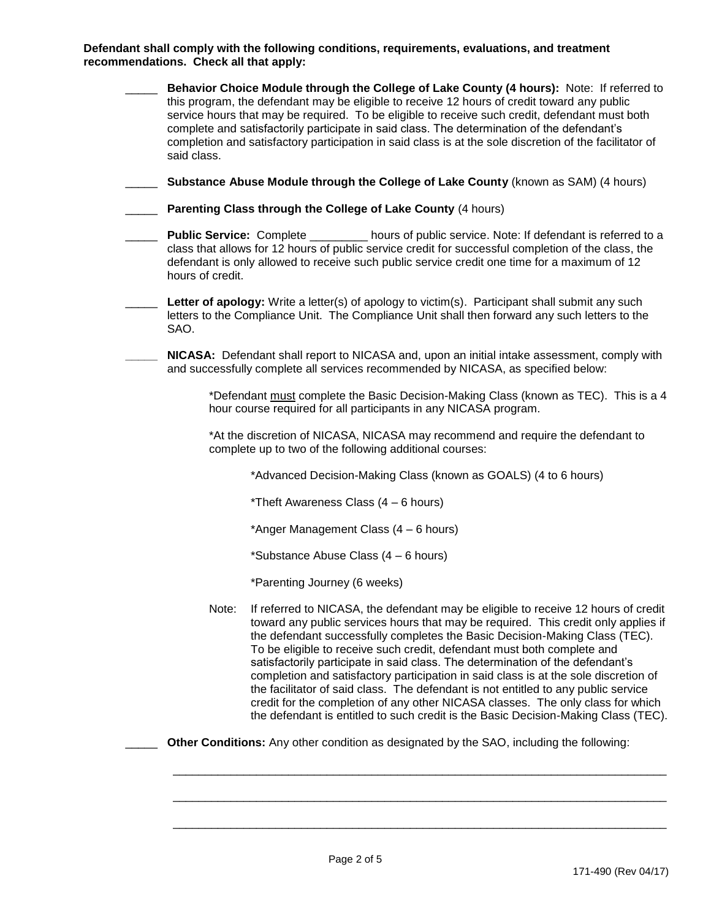**Defendant shall comply with the following conditions, requirements, evaluations, and treatment recommendations. Check all that apply:**

_____ **Behavior Choice Module through the College of Lake County (4 hours):** Note: If referred to this program, the defendant may be eligible to receive 12 hours of credit toward any public service hours that may be required. To be eligible to receive such credit, defendant must both complete and satisfactorily participate in said class. The determination of the defendant's completion and satisfactory participation in said class is at the sole discretion of the facilitator of said class.

_____ **Substance Abuse Module through the College of Lake County** (known as SAM) (4 hours)

_____ **Parenting Class through the College of Lake County** (4 hours)

_____ **Public Service:** Complete _________ hours of public service. Note: If defendant is referred to a class that allows for 12 hours of public service credit for successful completion of the class, the defendant is only allowed to receive such public service credit one time for a maximum of 12 hours of credit.

_____ **Letter of apology:** Write a letter(s) of apology to victim(s). Participant shall submit any such letters to the Compliance Unit. The Compliance Unit shall then forward any such letters to the SAO.

_____ **NICASA:** Defendant shall report to NICASA and, upon an initial intake assessment, comply with and successfully complete all services recommended by NICASA, as specified below:

*Defendant must complete the Basic Decision-Making Class (known as TEC). This is a 4 hour course required for all participants in any NICASA program.

*At the discretion of NICASA, NICASA may recommend and require the defendant to complete up to two of the following additional courses:

*Advanced Decision-Making Class (known as GOALS) (4 to 6 hours)

*Theft Awareness Class (4 – 6 hours)

*Anger Management Class (4 – 6 hours)

*Substance Abuse Class (4 – 6 hours)

*Parenting Journey (6 weeks)

Note: If referred to NICASA, the defendant may be eligible to receive 12 hours of credit toward any public services hours that may be required. This credit only applies if the defendant successfully completes the Basic Decision-Making Class (TEC). To be eligible to receive such credit, defendant must both complete and satisfactorily participate in said class. The determination of the defendant's completion and satisfactory participation in said class is at the sole discretion of the facilitator of said class. The defendant is not entitled to any public service credit for the completion of any other NICASA classes. The only class for which the defendant is entitled to such credit is the Basic Decision-Making Class (TEC).

_____ **Other Conditions:** Any other condition as designated by the SAO, including the following:

_____________________________________________________________________________

_____________________________________________________________________________

_____________________________________________________________________________

171-490 (Rev 04/17)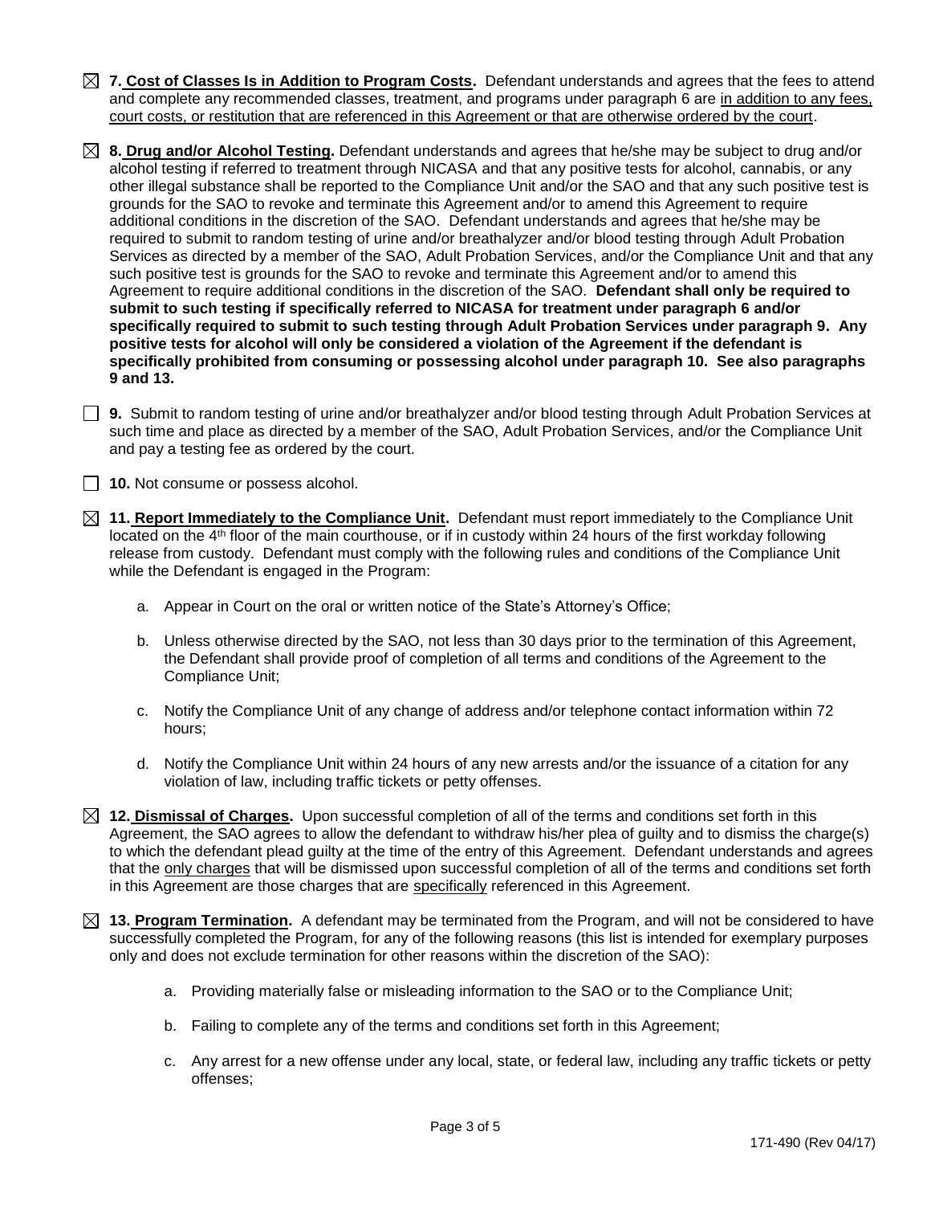☒ **7. Cost of Classes Is in Addition to Program Costs.** Defendant understands and agrees that the fees to attend and complete any recommended classes, treatment, and programs under paragraph 6 are in addition to any fees, court costs, or restitution that are referenced in this Agreement or that are otherwise ordered by the court.

☒ **8. Drug and/or Alcohol Testing.** Defendant understands and agrees that he/she may be subject to drug and/or alcohol testing if referred to treatment through NICASA and that any positive tests for alcohol, cannabis, or any other illegal substance shall be reported to the Compliance Unit and/or the SAO and that any such positive test is grounds for the SAO to revoke and terminate this Agreement and/or to amend this Agreement to require additional conditions in the discretion of the SAO. Defendant understands and agrees that he/she may be required to submit to random testing of urine and/or breathalyzer and/or blood testing through Adult Probation Services as directed by a member of the SAO, Adult Probation Services, and/or the Compliance Unit and that any such positive test is grounds for the SAO to revoke and terminate this Agreement and/or to amend this Agreement to require additional conditions in the discretion of the SAO. **Defendant shall only be required to submit to such testing if specifically referred to NICASA for treatment under paragraph 6 and/or specifically required to submit to such testing through Adult Probation Services under paragraph 9. Any positive tests for alcohol will only be considered a violation of the Agreement if the defendant is specifically prohibited from consuming or possessing alcohol under paragraph 10. See also paragraphs 9 and 13.**

☐ **9.** Submit to random testing of urine and/or breathalyzer and/or blood testing through Adult Probation Services at such time and place as directed by a member of the SAO, Adult Probation Services, and/or the Compliance Unit and pay a testing fee as ordered by the court.

☐ **10.** Not consume or possess alcohol.

☒ **11. Report Immediately to the Compliance Unit.** Defendant must report immediately to the Compliance Unit located on the 4th floor of the main courthouse, or if in custody within 24 hours of the first workday following release from custody. Defendant must comply with the following rules and conditions of the Compliance Unit while the Defendant is engaged in the Program:

a. Appear in Court on the oral or written notice of the State's Attorney's Office;

b. Unless otherwise directed by the SAO, not less than 30 days prior to the termination of this Agreement, the Defendant shall provide proof of completion of all terms and conditions of the Agreement to the Compliance Unit;

c. Notify the Compliance Unit of any change of address and/or telephone contact information within 72 hours;

d. Notify the Compliance Unit within 24 hours of any new arrests and/or the issuance of a citation for any violation of law, including traffic tickets or petty offenses.

☒ **12. Dismissal of Charges.** Upon successful completion of all of the terms and conditions set forth in this Agreement, the SAO agrees to allow the defendant to withdraw his/her plea of guilty and to dismiss the charge(s) to which the defendant plead guilty at the time of the entry of this Agreement. Defendant understands and agrees that the only charges that will be dismissed upon successful completion of all of the terms and conditions set forth in this Agreement are those charges that are specifically referenced in this Agreement.

☒ **13. Program Termination.** A defendant may be terminated from the Program, and will not be considered to have successfully completed the Program, for any of the following reasons (this list is intended for exemplary purposes only and does not exclude termination for other reasons within the discretion of the SAO):

a. Providing materially false or misleading information to the SAO or to the Compliance Unit;

b. Failing to complete any of the terms and conditions set forth in this Agreement;

c. Any arrest for a new offense under any local, state, or federal law, including any traffic tickets or petty offenses;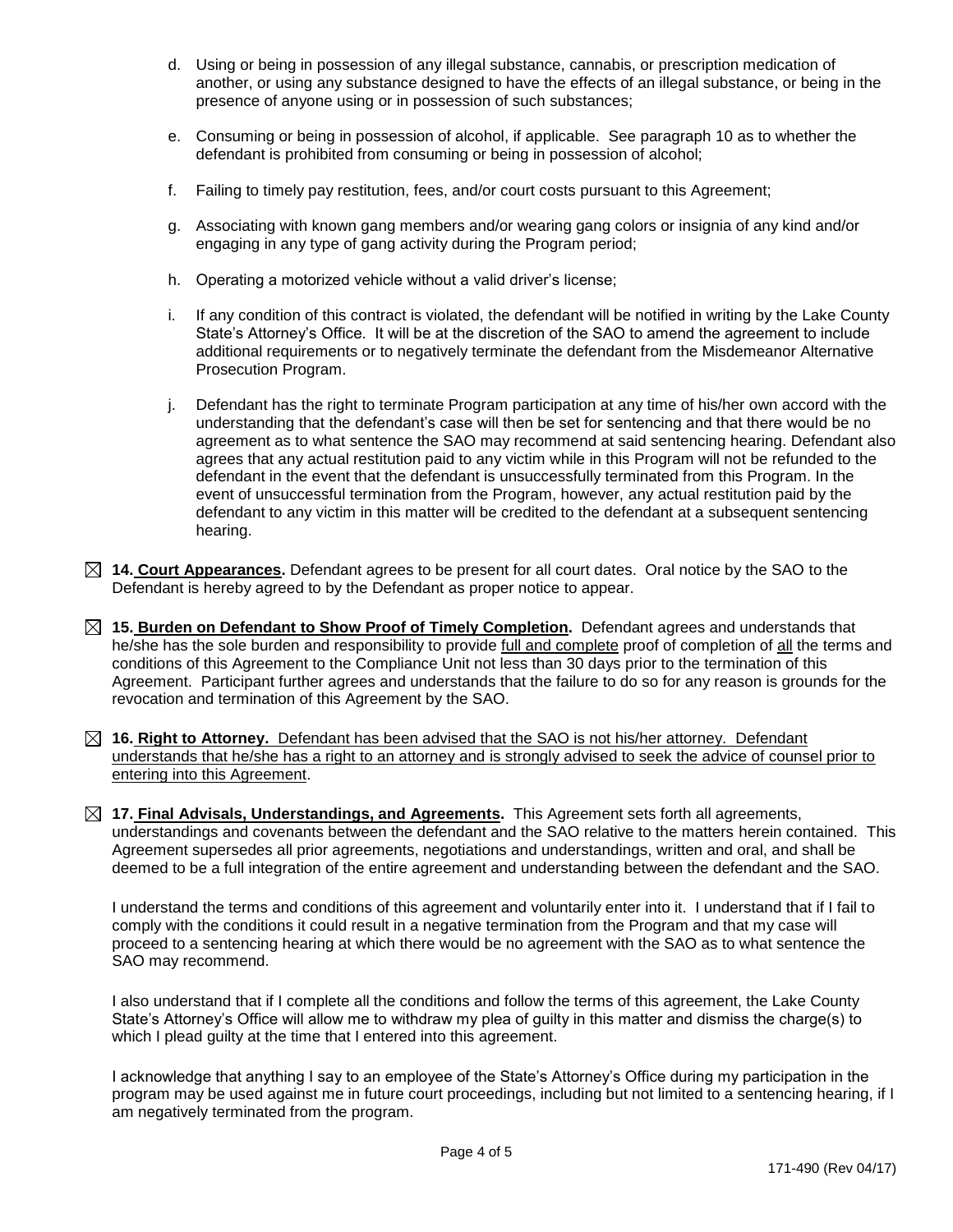d. Using or being in possession of any illegal substance, cannabis, or prescription medication of another, or using any substance designed to have the effects of an illegal substance, or being in the presence of anyone using or in possession of such substances;

e. Consuming or being in possession of alcohol, if applicable. See paragraph 10 as to whether the defendant is prohibited from consuming or being in possession of alcohol;

f. Failing to timely pay restitution, fees, and/or court costs pursuant to this Agreement;

g. Associating with known gang members and/or wearing gang colors or insignia of any kind and/or engaging in any type of gang activity during the Program period;

h. Operating a motorized vehicle without a valid driver's license;

i. If any condition of this contract is violated, the defendant will be notified in writing by the Lake County State's Attorney's Office. It will be at the discretion of the SAO to amend the agreement to include additional requirements or to negatively terminate the defendant from the Misdemeanor Alternative Prosecution Program.

j. Defendant has the right to terminate Program participation at any time of his/her own accord with the understanding that the defendant's case will then be set for sentencing and that there would be no agreement as to what sentence the SAO may recommend at said sentencing hearing. Defendant also agrees that any actual restitution paid to any victim while in this Program will not be refunded to the defendant in the event that the defendant is unsuccessfully terminated from this Program. In the event of unsuccessful termination from the Program, however, any actual restitution paid by the defendant to any victim in this matter will be credited to the defendant at a subsequent sentencing hearing.

☒ **14. Court Appearances.** Defendant agrees to be present for all court dates. Oral notice by the SAO to the Defendant is hereby agreed to by the Defendant as proper notice to appear.

☒ **15. Burden on Defendant to Show Proof of Timely Completion.** Defendant agrees and understands that he/she has the sole burden and responsibility to provide full and complete proof of completion of all the terms and conditions of this Agreement to the Compliance Unit not less than 30 days prior to the termination of this Agreement. Participant further agrees and understands that the failure to do so for any reason is grounds for the revocation and termination of this Agreement by the SAO.

☒ **16. Right to Attorney.** Defendant has been advised that the SAO is not his/her attorney. Defendant understands that he/she has a right to an attorney and is strongly advised to seek the advice of counsel prior to entering into this Agreement.

☒ **17. Final Advisals, Understandings, and Agreements.** This Agreement sets forth all agreements, understandings and covenants between the defendant and the SAO relative to the matters herein contained. This Agreement supersedes all prior agreements, negotiations and understandings, written and oral, and shall be deemed to be a full integration of the entire agreement and understanding between the defendant and the SAO.

I understand the terms and conditions of this agreement and voluntarily enter into it. I understand that if I fail to comply with the conditions it could result in a negative termination from the Program and that my case will proceed to a sentencing hearing at which there would be no agreement with the SAO as to what sentence the SAO may recommend.

I also understand that if I complete all the conditions and follow the terms of this agreement, the Lake County State's Attorney's Office will allow me to withdraw my plea of guilty in this matter and dismiss the charge(s) to which I plead guilty at the time that I entered into this agreement.

I acknowledge that anything I say to an employee of the State's Attorney's Office during my participation in the program may be used against me in future court proceedings, including but not limited to a sentencing hearing, if I am negatively terminated from the program.

171-490 (Rev 04/17)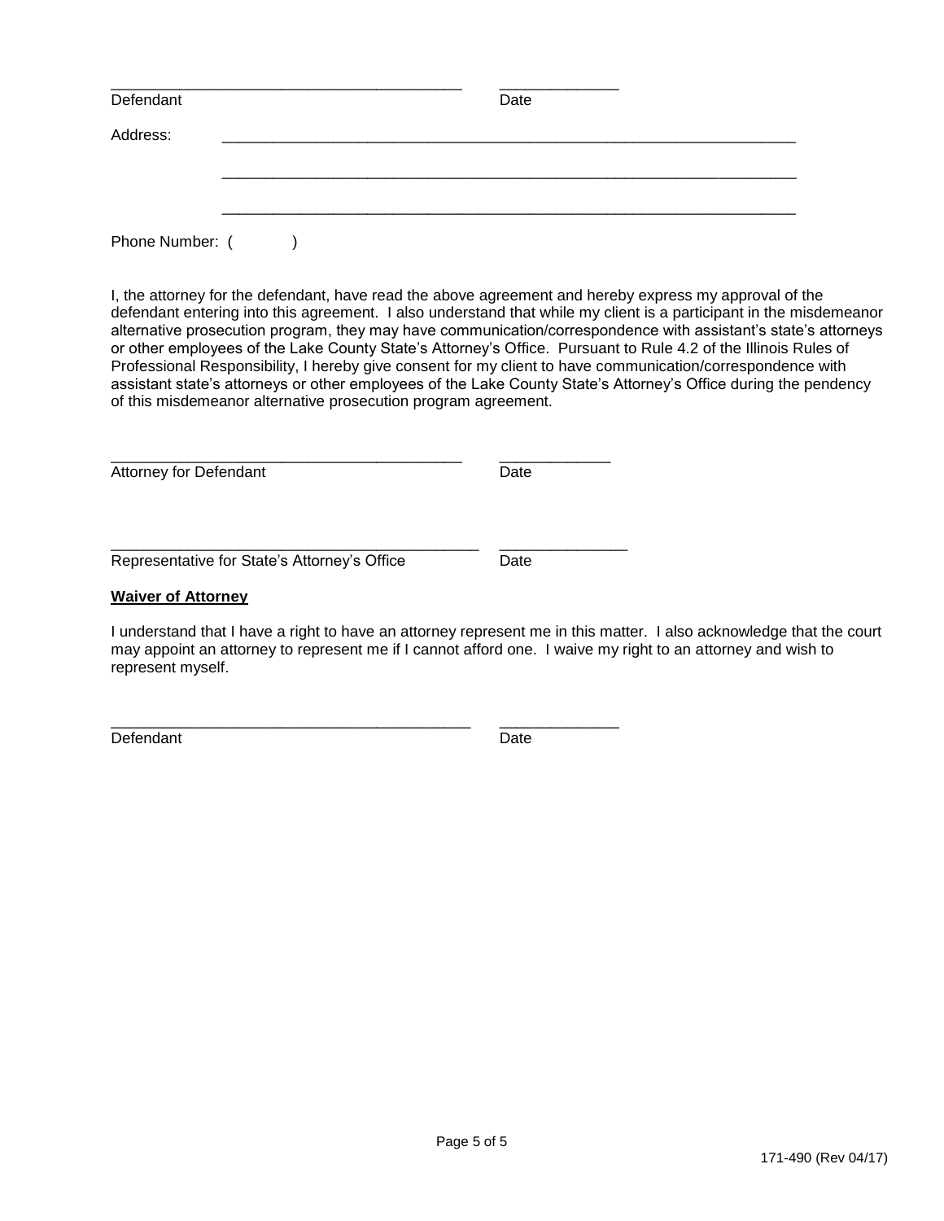\_\_\_\_\_\_\_\_\_\_\_\_\_\_\_\_\_\_\_\_\_\_\_\_\_\_\_\_\_\_\_\_\_\_\_\_\_\_\_\_ \_\_\_\_\_\_\_\_\_\_\_\_\_\_

Defendant Date

Address: \_\_\_\_\_\_\_\_\_\_\_\_\_\_\_\_\_\_\_\_\_\_\_\_\_\_\_\_\_\_\_\_\_\_\_\_\_\_\_\_\_\_\_\_\_\_\_\_\_\_\_\_\_\_\_\_\_\_\_\_\_\_\_\_

\_\_\_\_\_\_\_\_\_\_\_\_\_\_\_\_\_\_\_\_\_\_\_\_\_\_\_\_\_\_\_\_\_\_\_\_\_\_\_\_\_\_\_\_\_\_\_\_\_\_\_\_\_\_\_\_\_\_\_\_\_\_\_\_

\_\_\_\_\_\_\_\_\_\_\_\_\_\_\_\_\_\_\_\_\_\_\_\_\_\_\_\_\_\_\_\_\_\_\_\_\_\_\_\_\_\_\_\_\_\_\_\_\_\_\_\_\_\_\_\_\_\_\_\_\_\_\_\_

Phone Number: ( )

I, the attorney for the defendant, have read the above agreement and hereby express my approval of the defendant entering into this agreement. I also understand that while my client is a participant in the misdemeanor alternative prosecution program, they may have communication/correspondence with assistant's state's attorneys or other employees of the Lake County State's Attorney's Office. Pursuant to Rule 4.2 of the Illinois Rules of Professional Responsibility, I hereby give consent for my client to have communication/correspondence with assistant state's attorneys or other employees of the Lake County State's Attorney's Office during the pendency of this misdemeanor alternative prosecution program agreement.

\_\_\_\_\_\_\_\_\_\_\_\_\_\_\_\_\_\_\_\_\_\_\_\_\_\_\_\_\_\_\_\_\_\_\_\_\_\_\_\_ \_\_\_\_\_\_\_\_\_\_\_\_\_

Attorney for Defendant Date

\_\_\_\_\_\_\_\_\_\_\_\_\_\_\_\_\_\_\_\_\_\_\_\_\_\_\_\_\_\_\_\_\_\_\_\_\_\_\_\_\_\_ \_\_\_\_\_\_\_\_\_\_\_\_\_\_\_

Representative for State's Attorney's Office Date

**Waiver of Attorney**

I understand that I have a right to have an attorney represent me in this matter. I also acknowledge that the court may appoint an attorney to represent me if I cannot afford one. I waive my right to an attorney and wish to represent myself.

\_\_\_\_\_\_\_\_\_\_\_\_\_\_\_\_\_\_\_\_\_\_\_\_\_\_\_\_\_\_\_\_\_\_\_\_\_\_\_\_\_ \_\_\_\_\_\_\_\_\_\_\_\_\_\_

Defendant Date

171-490 (Rev 04/17)